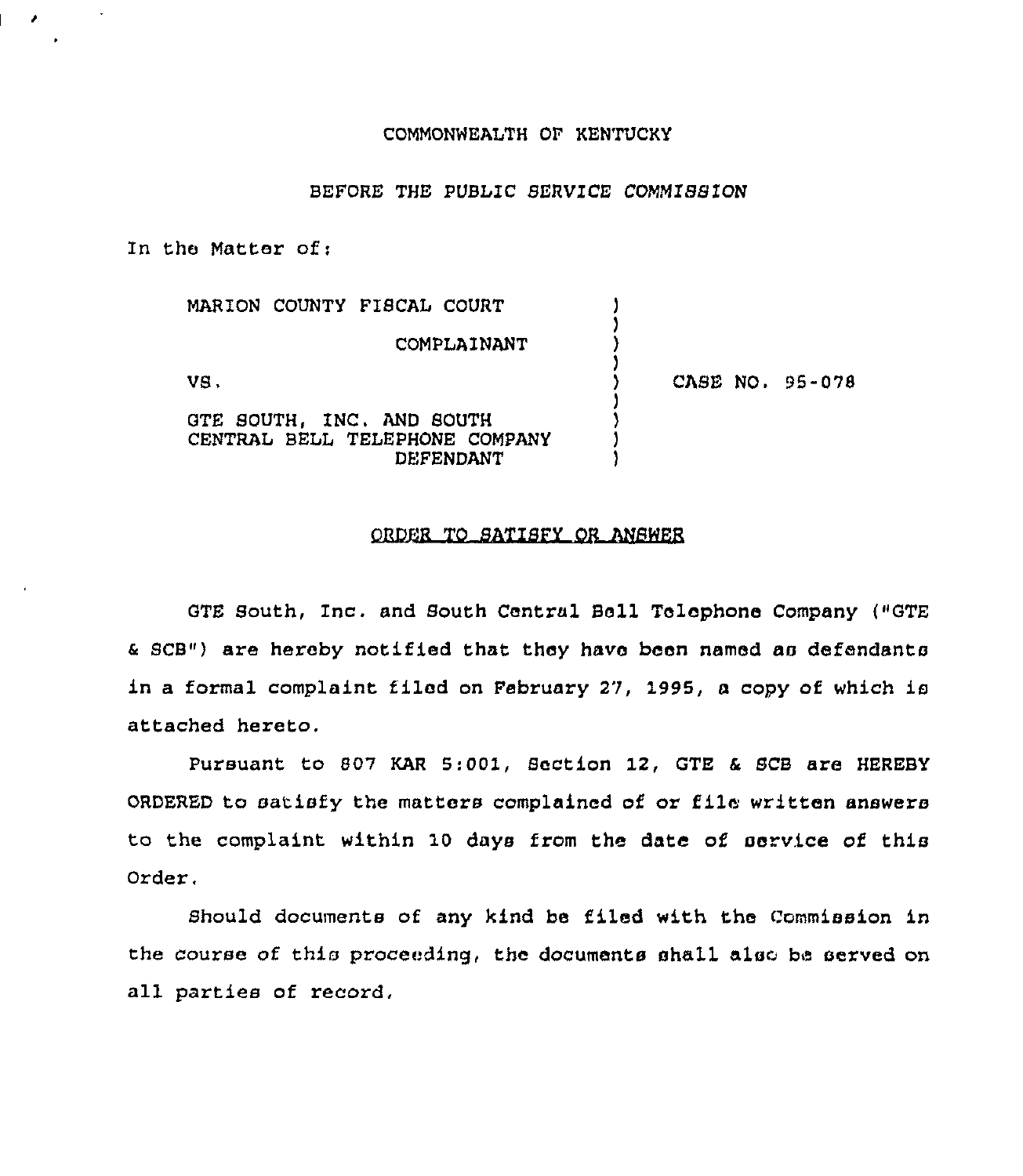COMMONWEALTH OF KENTUCKY

BEFORE THE PUBLIC SERVICE COMMISSION

In the Matter of:

| | | |
|---|---|---|
| MARION COUNTY FISCAL COURT<br>COMPLAINANT | ) | |
| VS. | ) | CASE NO. 95-078 |
| GTE SOUTH, INC. AND SOUTH CENTRAL BELL TELEPHONE COMPANY<br>DEFENDANT | ) | |

ORDER TO SATISFY OR ANSWER

GTE South, Inc. and South Central Bell Telephone Company ("GTE & SCB") are hereby notified that they have been named as defendants in a formal complaint filed on February 27, 1995, a copy of which is attached hereto.

Pursuant to 807 KAR 5:001, Section 12, GTE & SCB are HEREBY ORDERED to satisfy the matters complained of or file written answers to the complaint within 10 days from the date of service of this Order.

Should documents of any kind be filed with the Commission in the course of this proceeding, the documents shall also be served on all parties of record.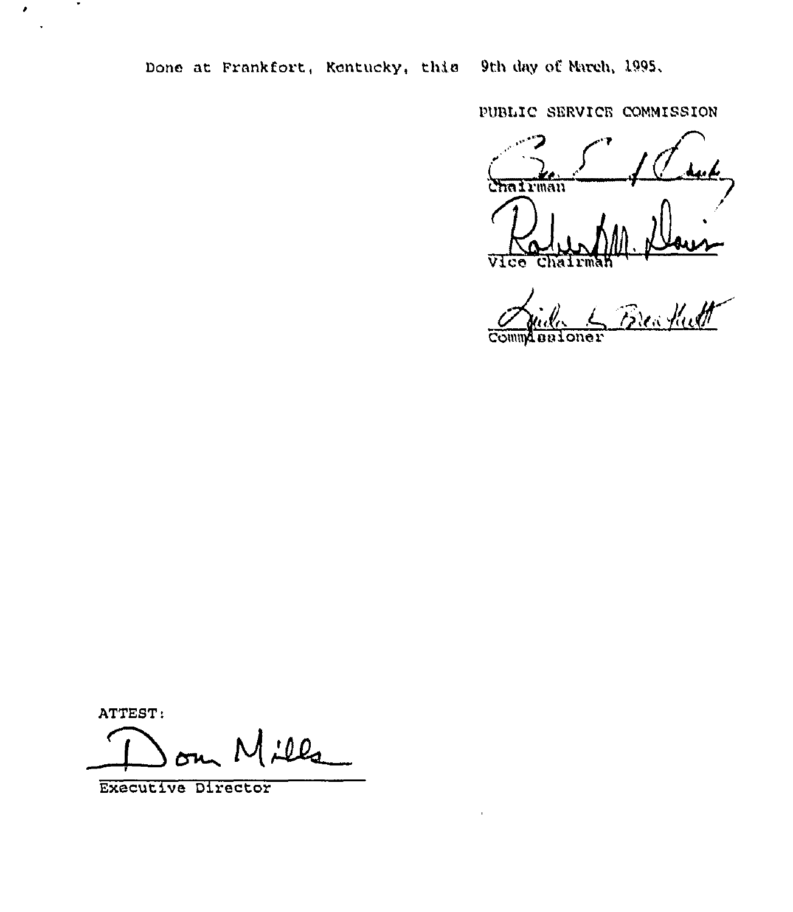Done at Frankfort, Kentucky, this 9th day of March, 1995.

PUBLIC SERVICE COMMISSION

Chairman

Vice Chairman

Commissioner

ATTEST:

Executive Director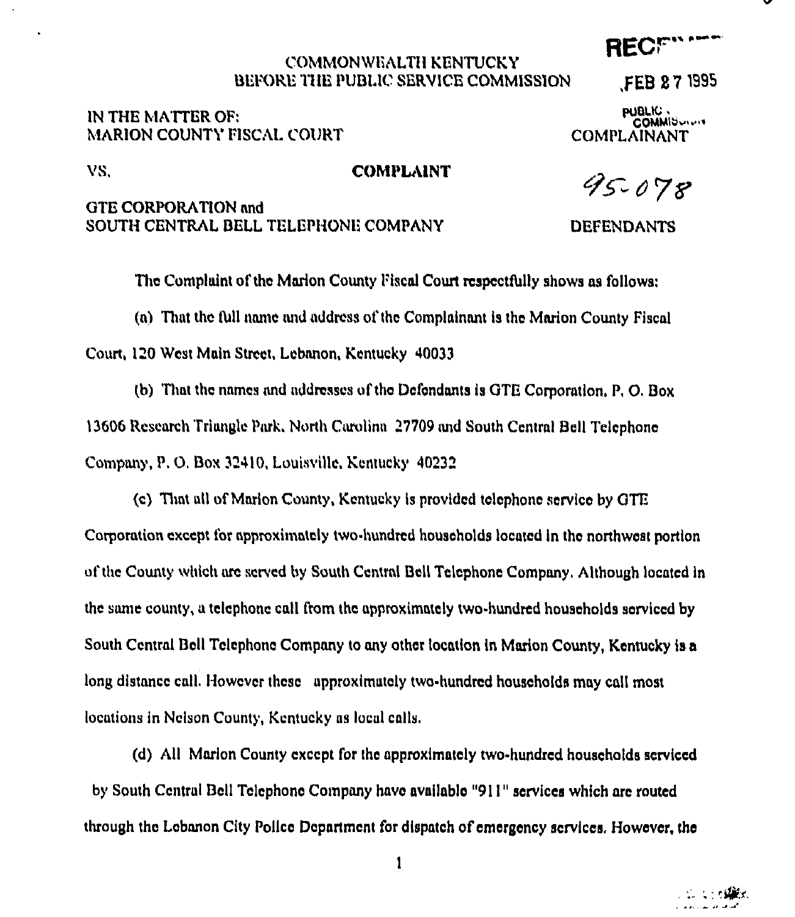COMMONWEALTH KENTUCKY
BEFORE THE PUBLIC SERVICE COMMISSION

RECEIVED

FEB 27 1995

PUBLIC SERVICE COMMISSION

IN THE MATTER OF:
MARION COUNTY FISCAL COURT

COMPLAINANT

VS.

**COMPLAINT**

95-078

GTE CORPORATION and
SOUTH CENTRAL BELL TELEPHONE COMPANY

DEFENDANTS

The Complaint of the Marion County Fiscal Court respectfully shows as follows:

(a) That the full name and address of the Complainant is the Marion County Fiscal Court, 120 West Main Street, Lebanon, Kentucky 40033

(b) That the names and addresses of the Defendants is GTE Corporation, P. O. Box 13606 Research Triangle Park, North Carolina 27709 and South Central Bell Telephone Company, P. O. Box 32410, Louisville, Kentucky 40232

(c) That all of Marion County, Kentucky is provided telephone service by GTE Corporation except for approximately two-hundred households located in the northwest portion of the County which are served by South Central Bell Telephone Company. Although located in the same county, a telephone call from the approximately two-hundred households serviced by South Central Bell Telephone Company to any other location in Marion County, Kentucky is a long distance call. However these approximately two-hundred households may call most locations in Nelson County, Kentucky as local calls.

(d) All Marion County except for the approximately two-hundred households serviced by South Central Bell Telephone Company have available "911" services which are routed through the Lebanon City Police Department for dispatch of emergency services. However, the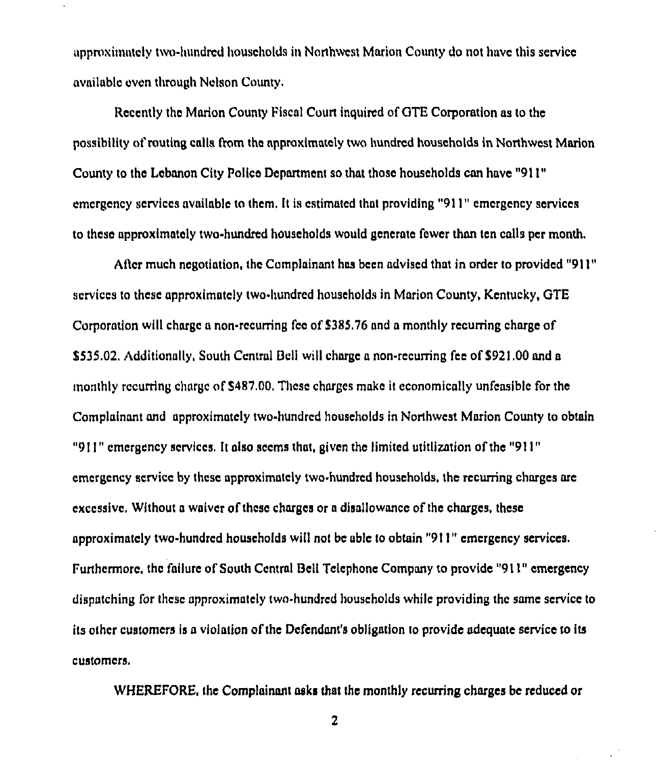approximately two-hundred households in Northwest Marion County do not have this service available even through Nelson County.

Recently the Marion County Fiscal Court inquired of GTE Corporation as to the possibility of routing calls from the approximately two hundred households in Northwest Marion County to the Lebanon City Police Department so that those households can have "911" emergency services available to them. It is estimated that providing "911" emergency services to these approximately two-hundred households would generate fewer than ten calls per month.

After much negotiation, the Complainant has been advised that in order to provided "911" services to these approximately two-hundred households in Marion County, Kentucky, GTE Corporation will charge a non-recurring fee of $385.76 and a monthly recurring charge of $535.02. Additionally, South Central Bell will charge a non-recurring fee of $921.00 and a monthly recurring charge of $487.00. These charges make it economically unfeasible for the Complainant and approximately two-hundred households in Northwest Marion County to obtain "911" emergency services. It also seems that, given the limited utitlization of the "911" emergency service by these approximately two-hundred households, the recurring charges are excessive. Without a waiver of these charges or a disallowance of the charges, these approximately two-hundred households will not be able to obtain "911" emergency services. Furthermore, the failure of South Central Bell Telephone Company to provide "911" emergency dispatching for these approximately two-hundred households while providing the same service to its other customers is a violation of the Defendant's obligation to provide adequate service to its customers.

WHEREFORE, the Complainant asks that the monthly recurring charges be reduced or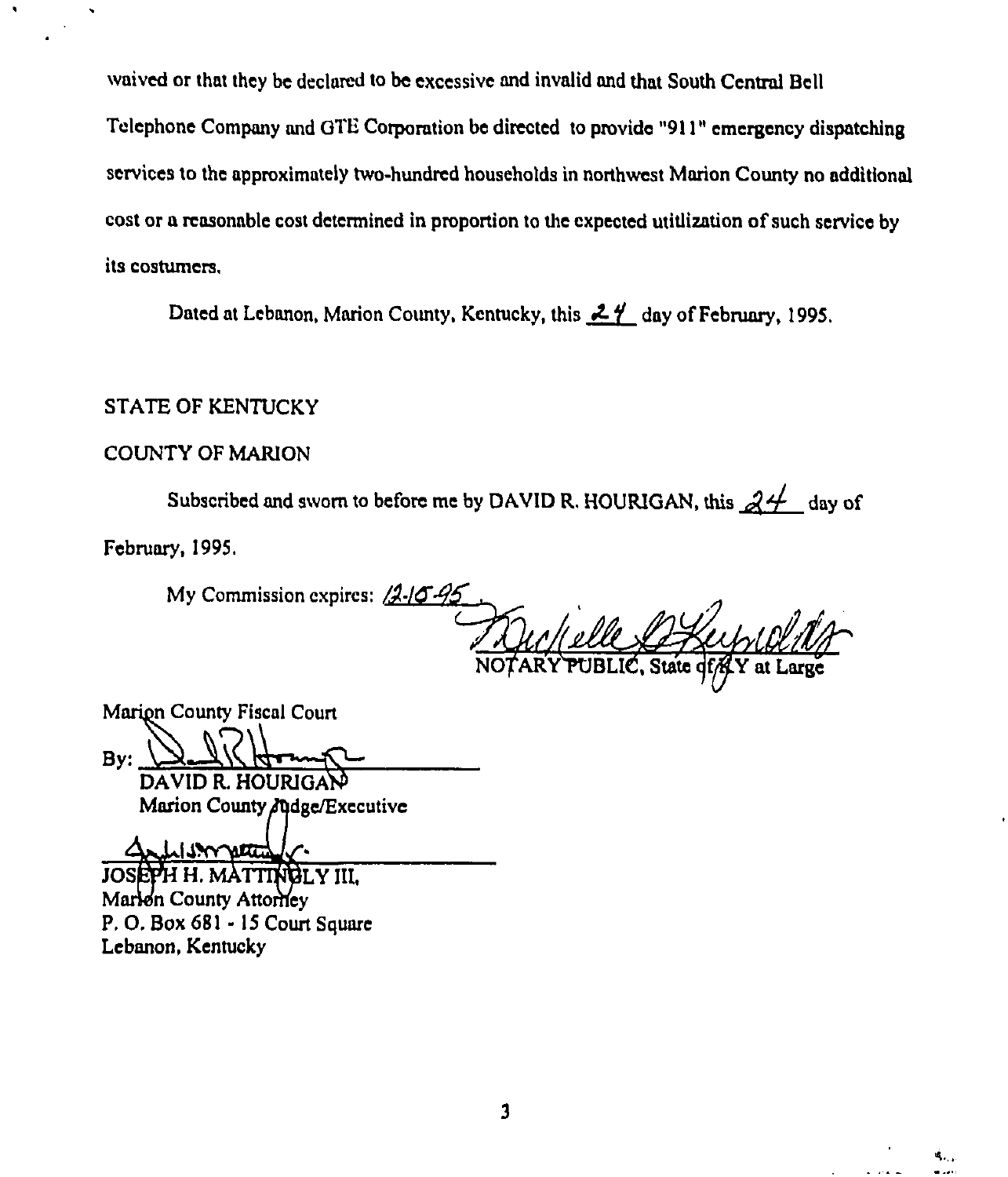waived or that they be declared to be excessive and invalid and that South Central Bell Telephone Company and GTE Corporation be directed to provide "911" emergency dispatching services to the approximately two-hundred households in northwest Marion County no additional cost or a reasonable cost determined in proportion to the expected utilization of such service by its costumers.

Dated at Lebanon, Marion County, Kentucky, this 24 day of February, 1995.

STATE OF KENTUCKY

COUNTY OF MARION

Subscribed and sworn to before me by DAVID R. HOURIGAN, this 24 day of February, 1995.

My Commission expires: 12-15-95

NOTARY PUBLIC, State of KY at Large

Marion County Fiscal Court

By: ______________________

DAVID R. HOURIGAN
Marion County Judge/Executive

______________________

JOSEPH H. MATTINGLY III,
Marion County Attorney
P. O. Box 681 - 15 Court Square
Lebanon, Kentucky